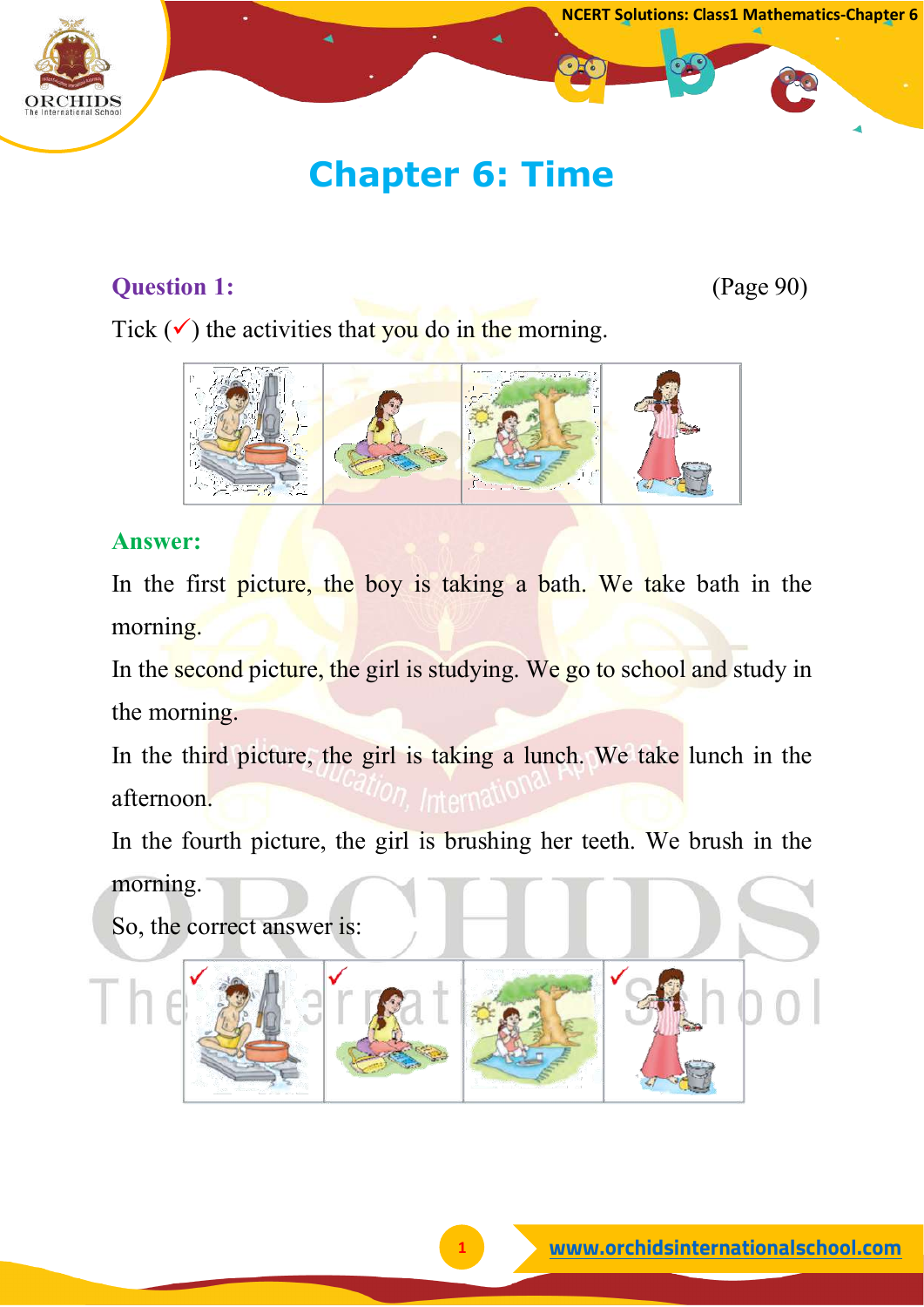# Chapter 6: Time

**Question 1:** (Page 90)

Tick (✓) the activities that you do in the morning.

**Answer:**

In the first picture, the boy is taking a bath. We take bath in the morning.

In the second picture, the girl is studying. We go to school and study in the morning.

In the third picture, the girl is taking a lunch. We take lunch in the afternoon.

In the fourth picture, the girl is brushing her teeth. We brush in the morning.

So, the correct answer is: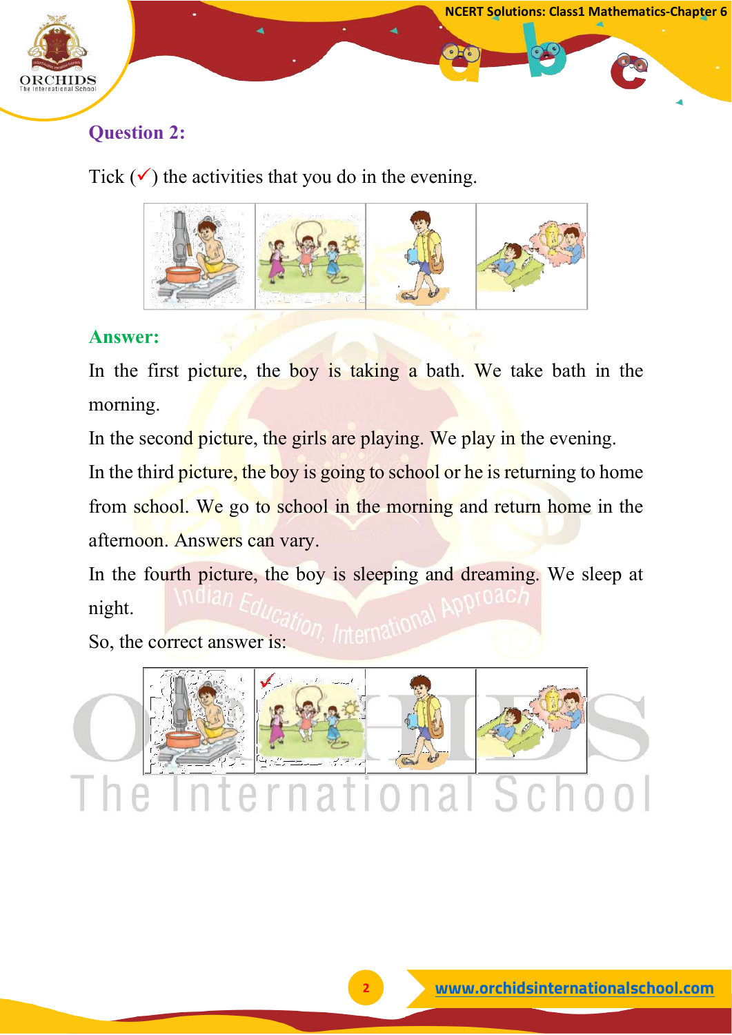## Question 2:

Tick (✓) the activities that you do in the evening.

## Answer:

In the first picture, the boy is taking a bath. We take bath in the morning.

In the second picture, the girls are playing. We play in the evening.

In the third picture, the boy is going to school or he is returning to home from school. We go to school in the morning and return home in the afternoon. Answers can vary.

In the fourth picture, the boy is sleeping and dreaming. We sleep at night.

So, the correct answer is: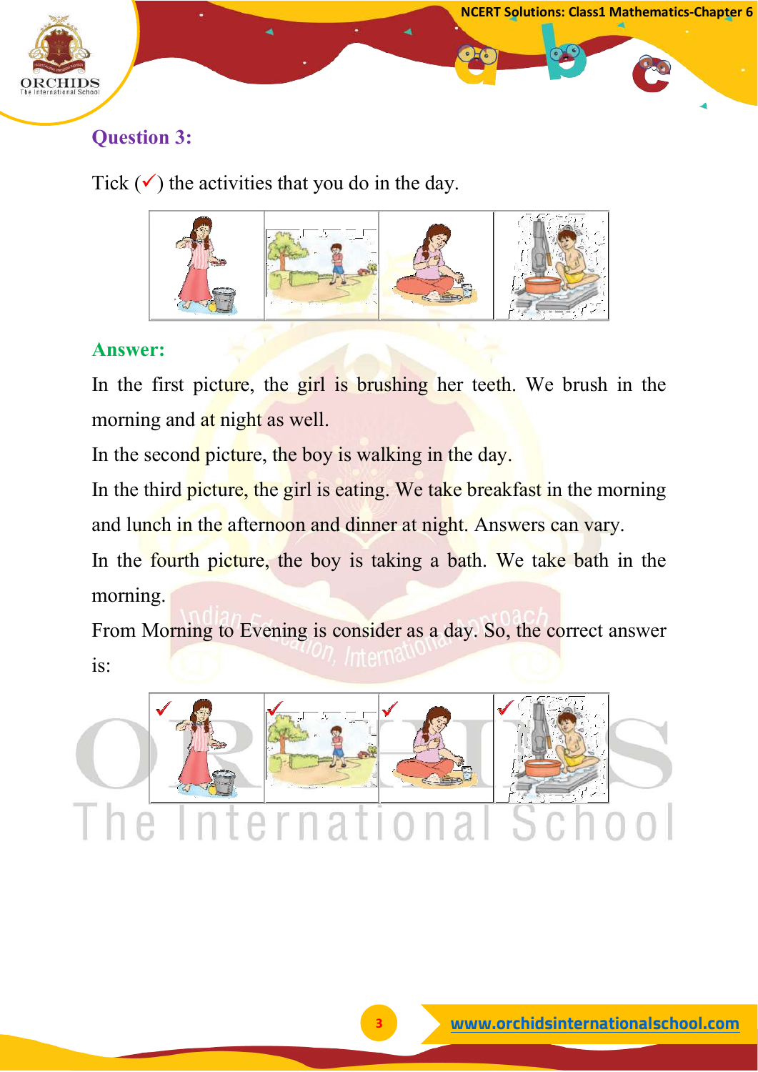**Question 3:**

Tick (✓) the activities that you do in the day.

**Answer:**

In the first picture, the girl is brushing her teeth. We brush in the morning and at night as well.

In the second picture, the boy is walking in the day.

In the third picture, the girl is eating. We take breakfast in the morning and lunch in the afternoon and dinner at night. Answers can vary.

In the fourth picture, the boy is taking a bath. We take bath in the morning.

From Morning to Evening is consider as a day. So, the correct answer is: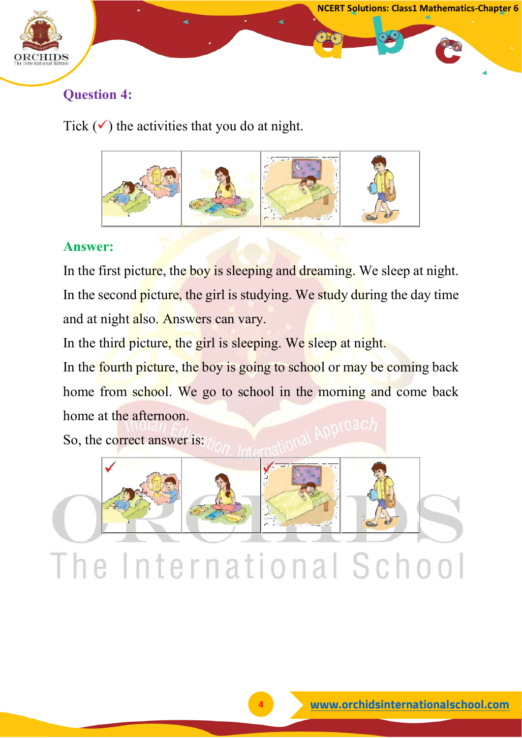### Question 4:

Tick (✓) the activities that you do at night.

### Answer:

In the first picture, the boy is sleeping and dreaming. We sleep at night.

In the second picture, the girl is studying. We study during the day time and at night also. Answers can vary.

In the third picture, the girl is sleeping. We sleep at night.

In the fourth picture, the boy is going to school or may be coming back home from school. We go to school in the morning and come back home at the afternoon.

So, the correct answer is: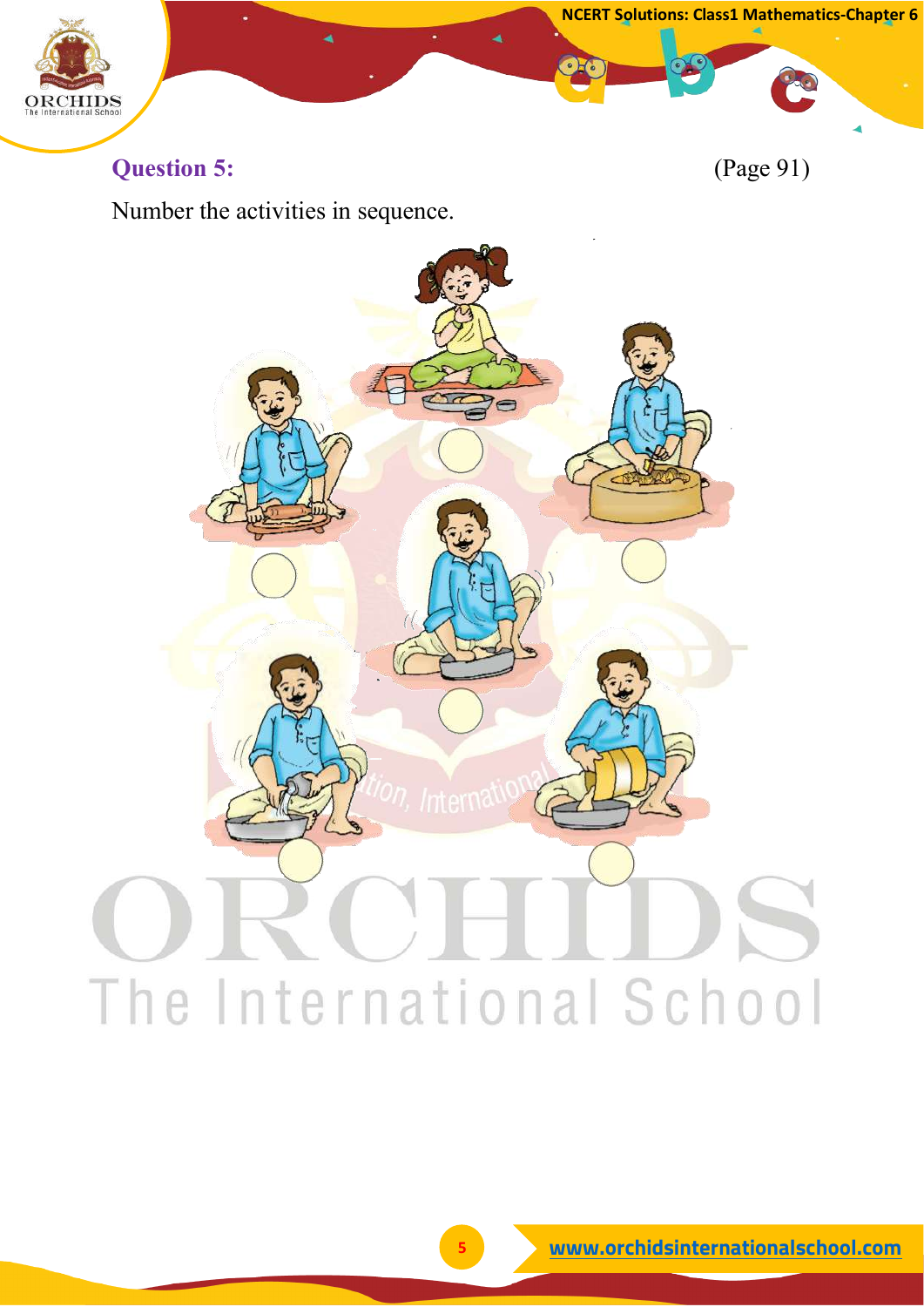## Question 5:

(Page 91)

Number the activities in sequence.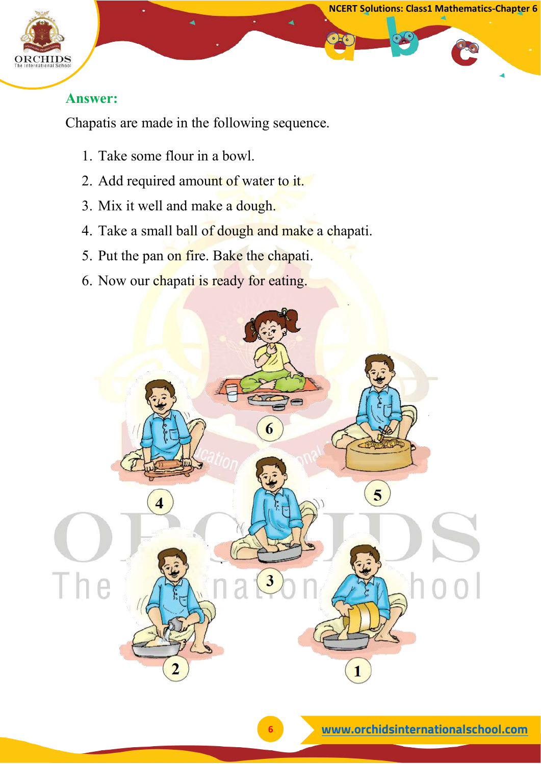**Answer:**

Chapatis are made in the following sequence.

1. Take some flour in a bowl.
2. Add required amount of water to it.
3. Mix it well and make a dough.
4. Take a small ball of dough and make a chapati.
5. Put the pan on fire. Bake the chapati.
6. Now our chapati is ready for eating.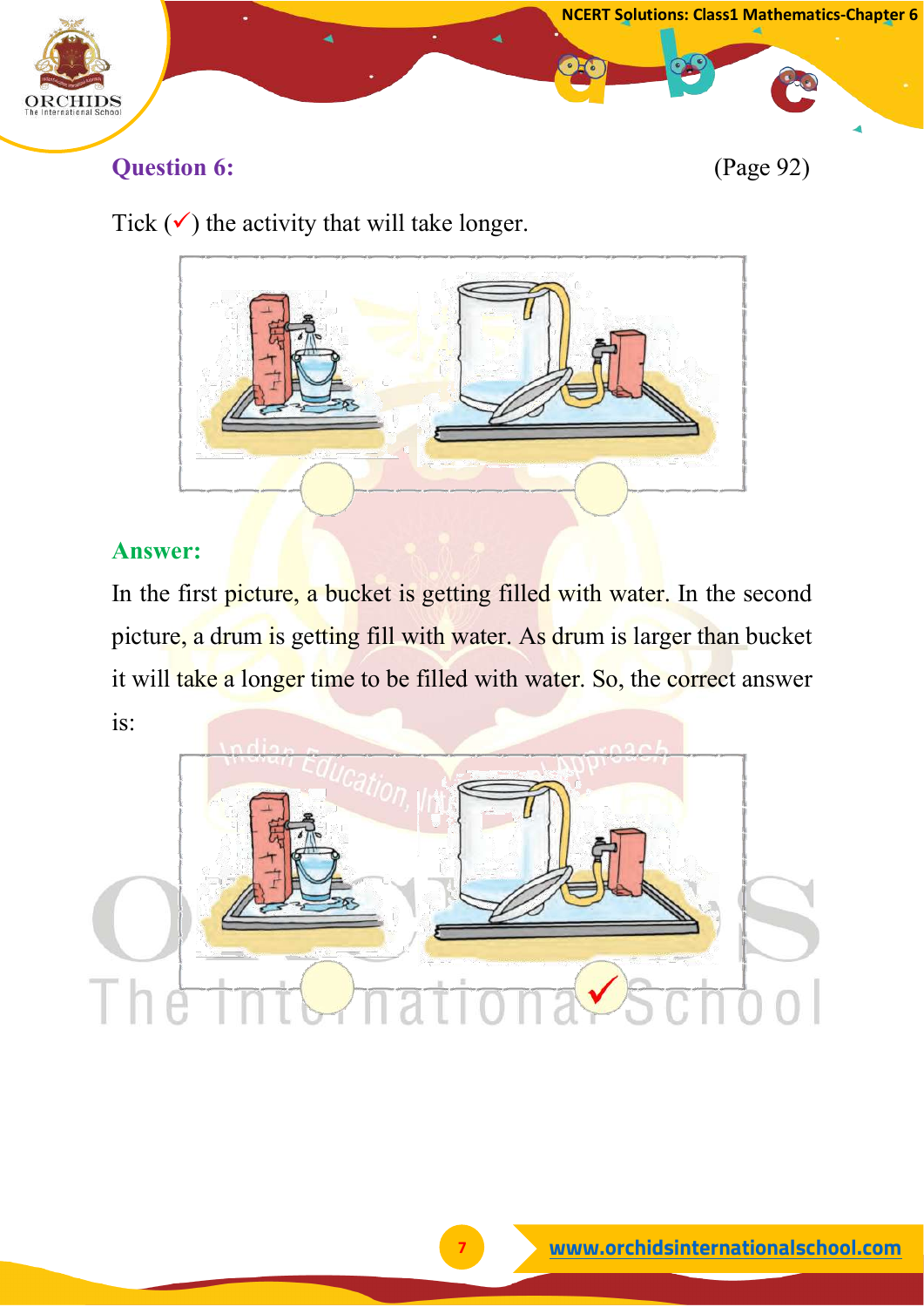**Question 6:** (Page 92)

Tick (✓) the activity that will take longer.

**Answer:**

In the first picture, a bucket is getting filled with water. In the second picture, a drum is getting fill with water. As drum is larger than bucket it will take a longer time to be filled with water. So, the correct answer is: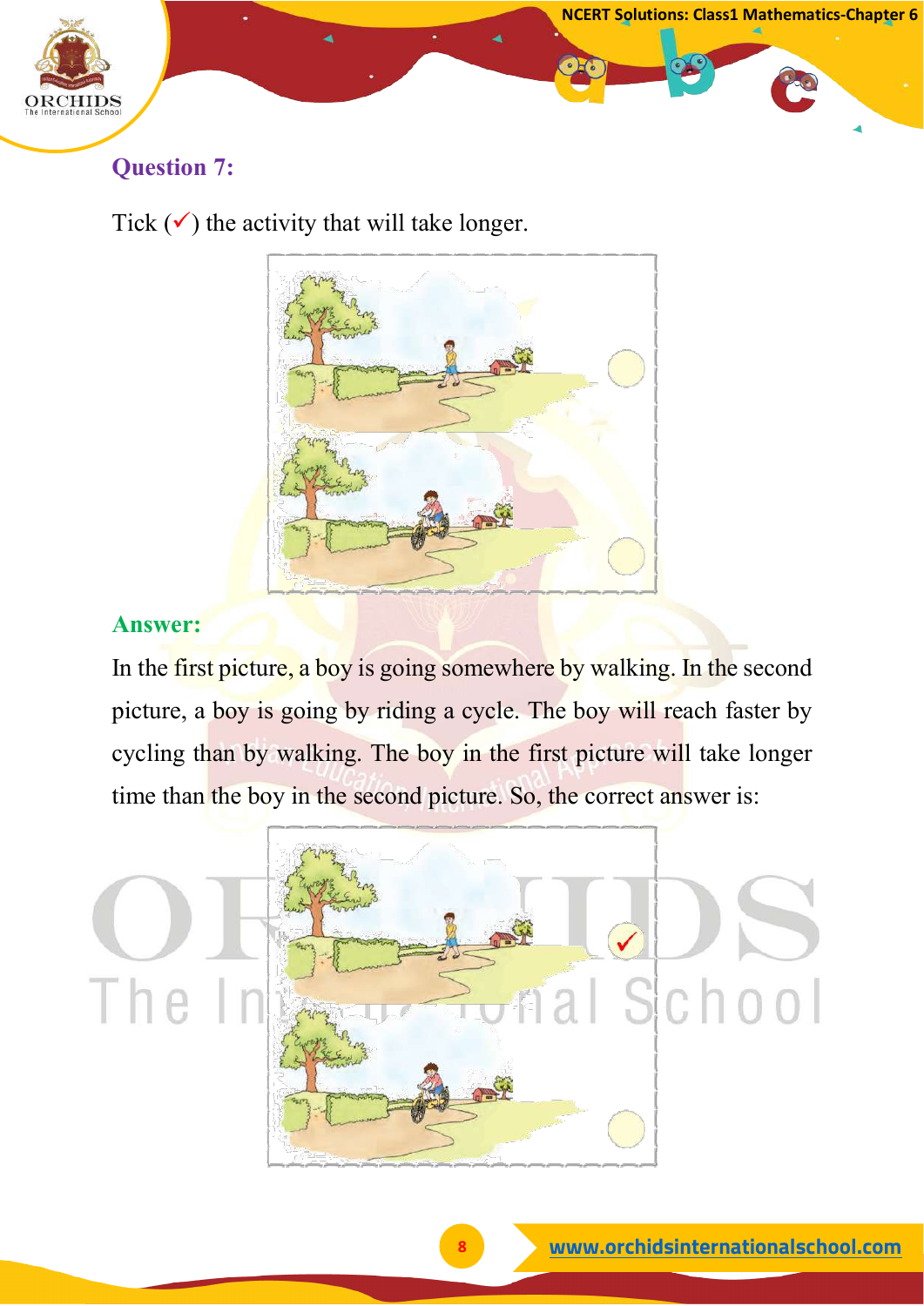### Question 7:

Tick (✓) the activity that will take longer.

### Answer:

In the first picture, a boy is going somewhere by walking. In the second picture, a boy is going by riding a cycle. The boy will reach faster by cycling than by walking. The boy in the first picture will take longer time than the boy in the second picture. So, the correct answer is: